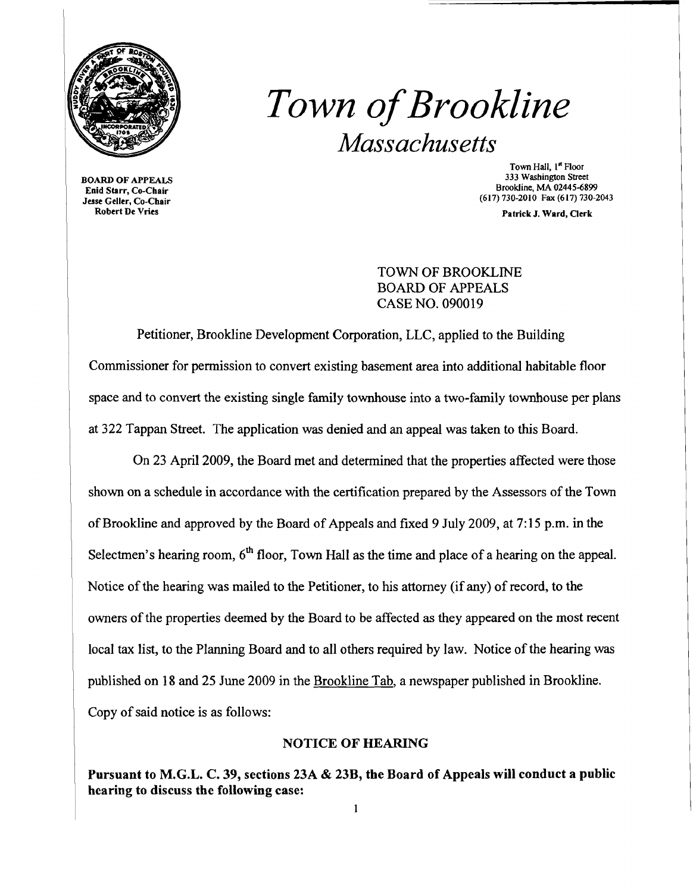# *Town of Brookline*

## *Massachusetts*

**BOARD OF APPEALS**
**Enid Starr, Co-Chair**
**Jesse Geller, Co-Chair**
**Robert De Vries**

Town Hall, 1st Floor
333 Washington Street
Brookline, MA 02445-6899
(617) 730-2010 Fax (617) 730-2043

**Patrick J. Ward, Clerk**

TOWN OF BROOKLINE
BOARD OF APPEALS
CASE NO. 090019

Petitioner, Brookline Development Corporation, LLC, applied to the Building Commissioner for permission to convert existing basement area into additional habitable floor space and to convert the existing single family townhouse into a two-family townhouse per plans at 322 Tappan Street. The application was denied and an appeal was taken to this Board.

On 23 April 2009, the Board met and determined that the properties affected were those shown on a schedule in accordance with the certification prepared by the Assessors of the Town of Brookline and approved by the Board of Appeals and fixed 9 July 2009, at 7:15 p.m. in the Selectmen's hearing room, 6th floor, Town Hall as the time and place of a hearing on the appeal. Notice of the hearing was mailed to the Petitioner, to his attorney (if any) of record, to the owners of the properties deemed by the Board to be affected as they appeared on the most recent local tax list, to the Planning Board and to all others required by law. Notice of the hearing was published on 18 and 25 June 2009 in the Brookline Tab, a newspaper published in Brookline. Copy of said notice is as follows:

### NOTICE OF HEARING

**Pursuant to M.G.L. C. 39, sections 23A & 23B, the Board of Appeals will conduct a public hearing to discuss the following case:**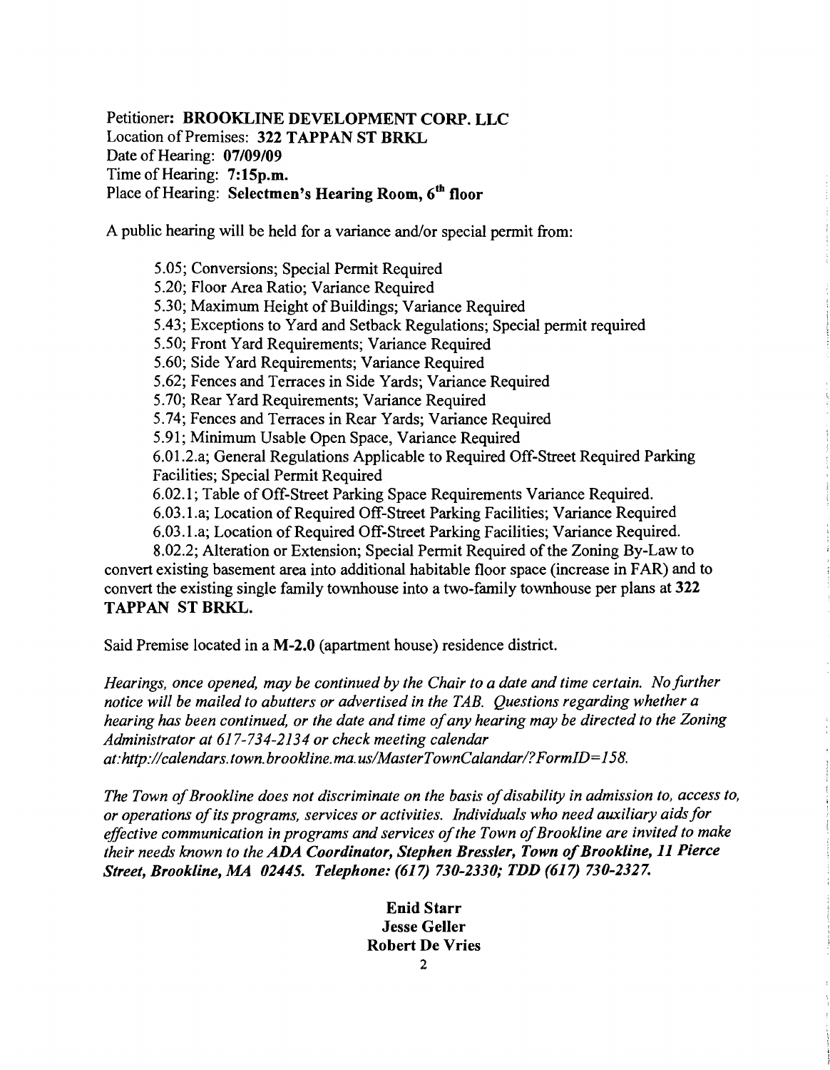Petitioner: **BROOKLINE DEVELOPMENT CORP. LLC**
Location of Premises: **322 TAPPAN ST BRKL**
Date of Hearing: **07/09/09**
Time of Hearing: **7:15p.m.**
Place of Hearing: **Selectmen's Hearing Room, 6th floor**

A public hearing will be held for a variance and/or special permit from:

5.05; Conversions; Special Permit Required
5.20; Floor Area Ratio; Variance Required
5.30; Maximum Height of Buildings; Variance Required
5.43; Exceptions to Yard and Setback Regulations; Special permit required
5.50; Front Yard Requirements; Variance Required
5.60; Side Yard Requirements; Variance Required
5.62; Fences and Terraces in Side Yards; Variance Required
5.70; Rear Yard Requirements; Variance Required
5.74; Fences and Terraces in Rear Yards; Variance Required
5.91; Minimum Usable Open Space, Variance Required
6.01.2.a; General Regulations Applicable to Required Off-Street Required Parking Facilities; Special Permit Required
6.02.1; Table of Off-Street Parking Space Requirements Variance Required.
6.03.1.a; Location of Required Off-Street Parking Facilities; Variance Required
6.03.1.a; Location of Required Off-Street Parking Facilities; Variance Required.
8.02.2; Alteration or Extension; Special Permit Required of the Zoning By-Law to convert existing basement area into additional habitable floor space (increase in FAR) and to convert the existing single family townhouse into a two-family townhouse per plans at **322 TAPPAN ST BRKL.**

Said Premise located in a **M-2.0** (apartment house) residence district.

*Hearings, once opened, may be continued by the Chair to a date and time certain. No further notice will be mailed to abutters or advertised in the TAB. Questions regarding whether a hearing has been continued, or the date and time of any hearing may be directed to the Zoning Administrator at 617-734-2134 or check meeting calendar at:http://calendars.town.brookline.ma.us/MasterTownCalandar/?FormID=158.*

*The Town of Brookline does not discriminate on the basis of disability in admission to, access to, or operations of its programs, services or activities. Individuals who need auxiliary aids for effective communication in programs and services of the Town of Brookline are invited to make their needs known to the **ADA Coordinator, Stephen Bressler, Town of Brookline, 11 Pierce Street, Brookline, MA 02445. Telephone: (617) 730-2330; TDD (617) 730-2327.***

**Enid Starr**
**Jesse Geller**
**Robert De Vries**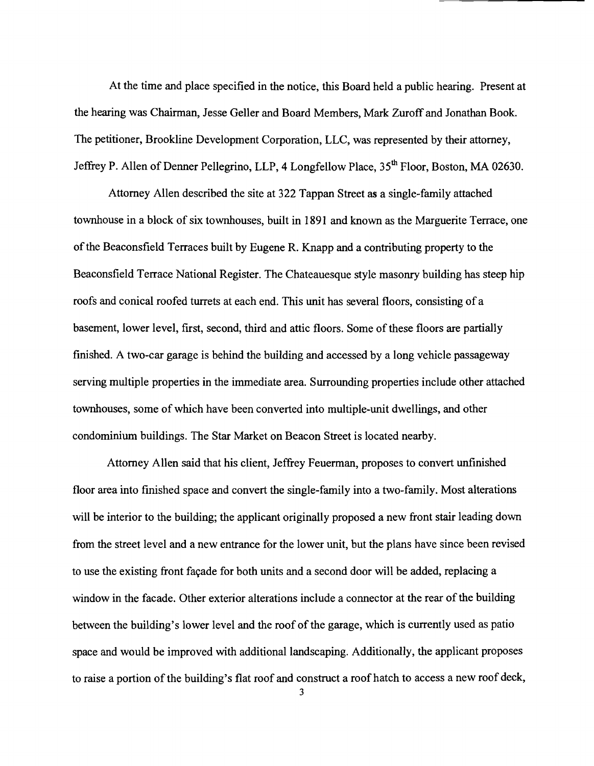At the time and place specified in the notice, this Board held a public hearing. Present at the hearing was Chairman, Jesse Geller and Board Members, Mark Zuroff and Jonathan Book. The petitioner, Brookline Development Corporation, LLC, was represented by their attorney, Jeffrey P. Allen of Denner Pellegrino, LLP, 4 Longfellow Place, 35th Floor, Boston, MA 02630.

Attorney Allen described the site at 322 Tappan Street as a single-family attached townhouse in a block of six townhouses, built in 1891 and known as the Marguerite Terrace, one of the Beaconsfield Terraces built by Eugene R. Knapp and a contributing property to the Beaconsfield Terrace National Register. The Chateauesque style masonry building has steep hip roofs and conical roofed turrets at each end. This unit has several floors, consisting of a basement, lower level, first, second, third and attic floors. Some of these floors are partially finished. A two-car garage is behind the building and accessed by a long vehicle passageway serving multiple properties in the immediate area. Surrounding properties include other attached townhouses, some of which have been converted into multiple-unit dwellings, and other condominium buildings. The Star Market on Beacon Street is located nearby.

Attorney Allen said that his client, Jeffrey Feuerman, proposes to convert unfinished floor area into finished space and convert the single-family into a two-family. Most alterations will be interior to the building; the applicant originally proposed a new front stair leading down from the street level and a new entrance for the lower unit, but the plans have since been revised to use the existing front façade for both units and a second door will be added, replacing a window in the facade. Other exterior alterations include a connector at the rear of the building between the building's lower level and the roof of the garage, which is currently used as patio space and would be improved with additional landscaping. Additionally, the applicant proposes to raise a portion of the building's flat roof and construct a roof hatch to access a new roof deck,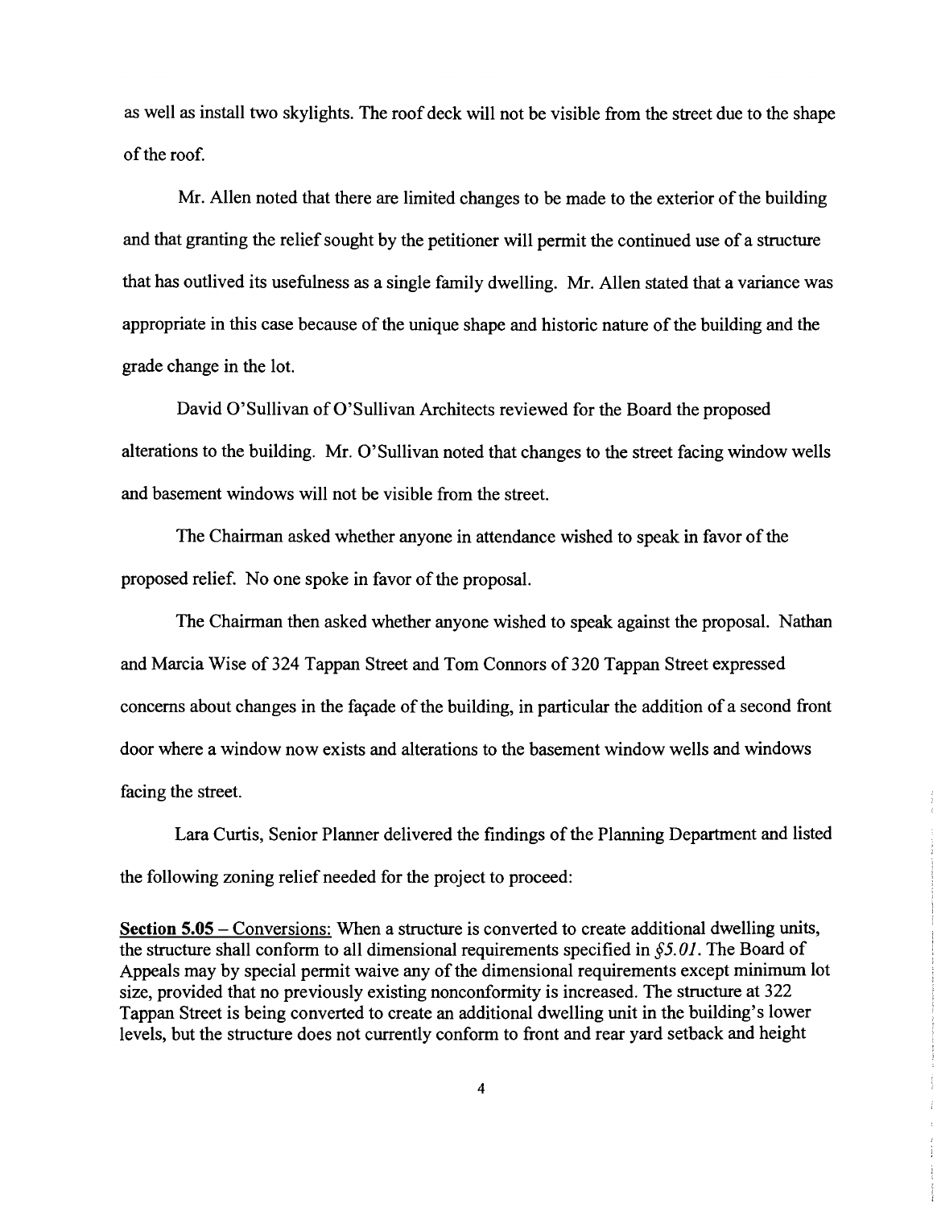as well as install two skylights. The roof deck will not be visible from the street due to the shape of the roof.

Mr. Allen noted that there are limited changes to be made to the exterior of the building and that granting the relief sought by the petitioner will permit the continued use of a structure that has outlived its usefulness as a single family dwelling. Mr. Allen stated that a variance was appropriate in this case because of the unique shape and historic nature of the building and the grade change in the lot.

David O'Sullivan of O'Sullivan Architects reviewed for the Board the proposed alterations to the building. Mr. O'Sullivan noted that changes to the street facing window wells and basement windows will not be visible from the street.

The Chairman asked whether anyone in attendance wished to speak in favor of the proposed relief. No one spoke in favor of the proposal.

The Chairman then asked whether anyone wished to speak against the proposal. Nathan and Marcia Wise of 324 Tappan Street and Tom Connors of 320 Tappan Street expressed concerns about changes in the façade of the building, in particular the addition of a second front door where a window now exists and alterations to the basement window wells and windows facing the street.

Lara Curtis, Senior Planner delivered the findings of the Planning Department and listed the following zoning relief needed for the project to proceed:

**Section 5.05** – Conversions: When a structure is converted to create additional dwelling units, the structure shall conform to all dimensional requirements specified in *§5.01*. The Board of Appeals may by special permit waive any of the dimensional requirements except minimum lot size, provided that no previously existing nonconformity is increased. The structure at 322 Tappan Street is being converted to create an additional dwelling unit in the building's lower levels, but the structure does not currently conform to front and rear yard setback and height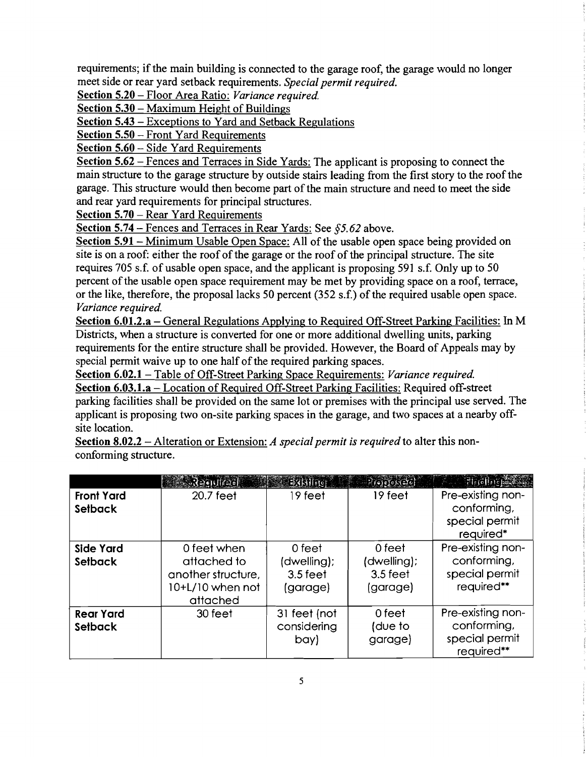requirements; if the main building is connected to the garage roof, the garage would no longer meet side or rear yard setback requirements. *Special permit required.*

<u>Section 5.20 – Floor Area Ratio:</u> *Variance required.*

<u>Section 5.30 – Maximum Height of Buildings</u>

<u>Section 5.43 – Exceptions to Yard and Setback Regulations</u>

<u>Section 5.50 – Front Yard Requirements</u>

<u>Section 5.60 – Side Yard Requirements</u>

<u>Section 5.62 – Fences and Terraces in Side Yards:</u> The applicant is proposing to connect the main structure to the garage structure by outside stairs leading from the first story to the roof the garage. This structure would then become part of the main structure and need to meet the side and rear yard requirements for principal structures.

<u>Section 5.70 – Rear Yard Requirements</u>

<u>Section 5.74 – Fences and Terraces in Rear Yards:</u> See *§5.62* above.

<u>Section 5.91 – Minimum Usable Open Space:</u> All of the usable open space being provided on site is on a roof: either the roof of the garage or the roof of the principal structure. The site requires 705 s.f. of usable open space, and the applicant is proposing 591 s.f. Only up to 50 percent of the usable open space requirement may be met by providing space on a roof, terrace, or the like, therefore, the proposal lacks 50 percent (352 s.f.) of the required usable open space. *Variance required.*

<u>Section 6.01.2.a – General Regulations Applying to Required Off-Street Parking Facilities:</u> In M Districts, when a structure is converted for one or more additional dwelling units, parking requirements for the entire structure shall be provided. However, the Board of Appeals may by special permit waive up to one half of the required parking spaces.

<u>Section 6.02.1 – Table of Off-Street Parking Space Requirements:</u> *Variance required.*

<u>Section 6.03.1.a – Location of Required Off-Street Parking Facilities:</u> Required off-street parking facilities shall be provided on the same lot or premises with the principal use served. The applicant is proposing two on-site parking spaces in the garage, and two spaces at a nearby off-site location.

<u>Section 8.02.2 – Alteration or Extension:</u> *A special permit is required* to alter this non-conforming structure.

| | Required | Existing | Proposed | Finding |
|---|---|---|---|---|
| **Front Yard Setback** | 20.7 feet | 19 feet | 19 feet | Pre-existing non-conforming, special permit required* |
| **Side Yard Setback** | 0 feet when attached to another structure, 10+L/10 when not attached | 0 feet (dwelling); 3.5 feet (garage) | 0 feet (dwelling); 3.5 feet (garage) | Pre-existing non-conforming, special permit required** |
| **Rear Yard Setback** | 30 feet | 31 feet (not considering bay) | 0 feet (due to garage) | Pre-existing non-conforming, special permit required** |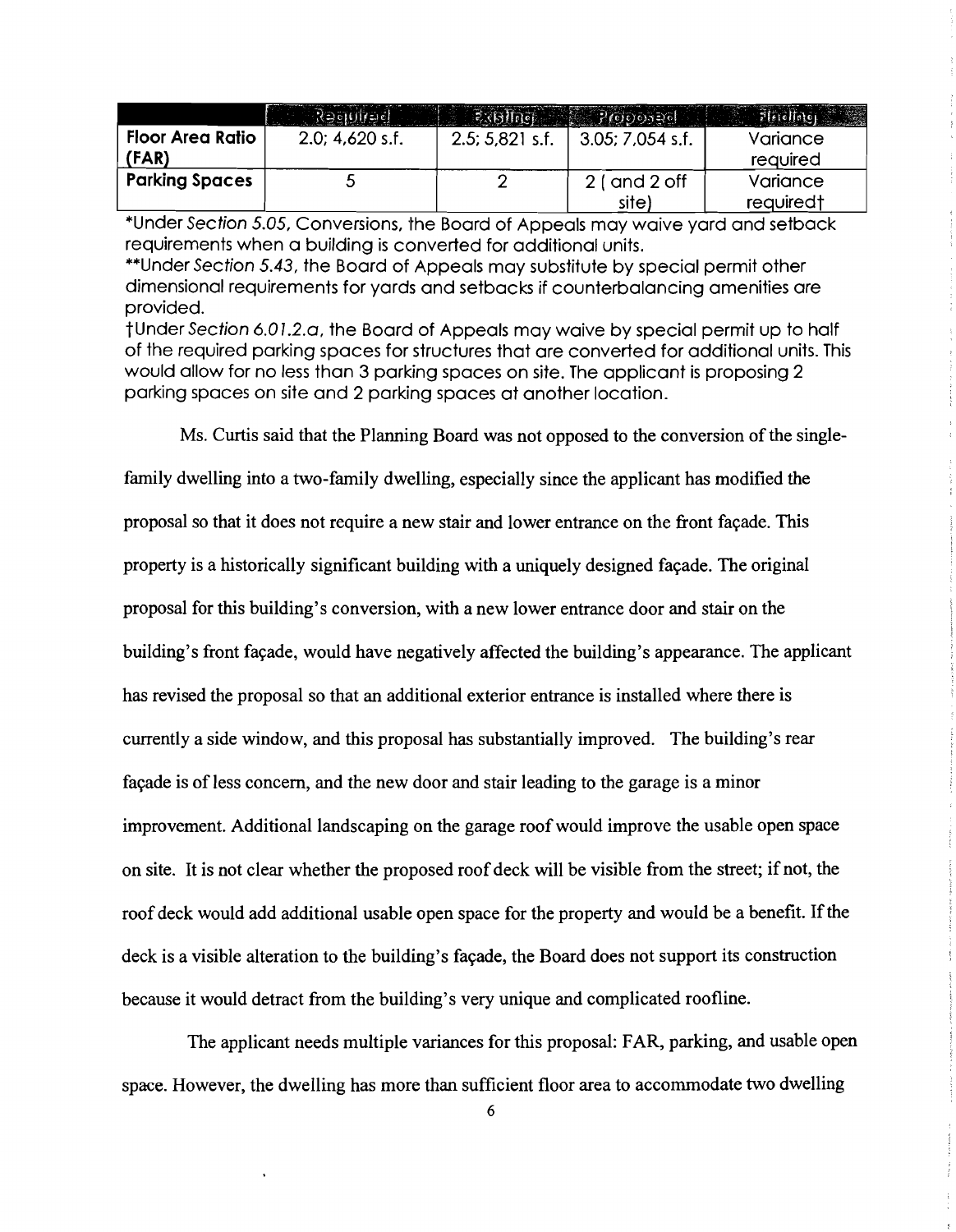| | Required | Existing | Proposed | Finding |
|---|---|---|---|---|
| **Floor Area Ratio (FAR)** | 2.0; 4,620 s.f. | 2.5; 5,821 s.f. | 3.05; 7,054 s.f. | Variance required |
| **Parking Spaces** | 5 | 2 | 2 ( and 2 off site) | Variance required† |

*Under *Section 5.05*, Conversions, the Board of Appeals may waive yard and setback requirements when a building is converted for additional units.

**Under *Section 5.43*, the Board of Appeals may substitute by special permit other dimensional requirements for yards and setbacks if counterbalancing amenities are provided.

†Under *Section 6.01.2.a*, the Board of Appeals may waive by special permit up to half of the required parking spaces for structures that are converted for additional units. This would allow for no less than 3 parking spaces on site. The applicant is proposing 2 parking spaces on site and 2 parking spaces at another location.

Ms. Curtis said that the Planning Board was not opposed to the conversion of the single-family dwelling into a two-family dwelling, especially since the applicant has modified the proposal so that it does not require a new stair and lower entrance on the front façade. This property is a historically significant building with a uniquely designed façade. The original proposal for this building's conversion, with a new lower entrance door and stair on the building's front façade, would have negatively affected the building's appearance. The applicant has revised the proposal so that an additional exterior entrance is installed where there is currently a side window, and this proposal has substantially improved. The building's rear façade is of less concern, and the new door and stair leading to the garage is a minor improvement. Additional landscaping on the garage roof would improve the usable open space on site. It is not clear whether the proposed roof deck will be visible from the street; if not, the roof deck would add additional usable open space for the property and would be a benefit. If the deck is a visible alteration to the building's façade, the Board does not support its construction because it would detract from the building's very unique and complicated roofline.

The applicant needs multiple variances for this proposal: FAR, parking, and usable open space. However, the dwelling has more than sufficient floor area to accommodate two dwelling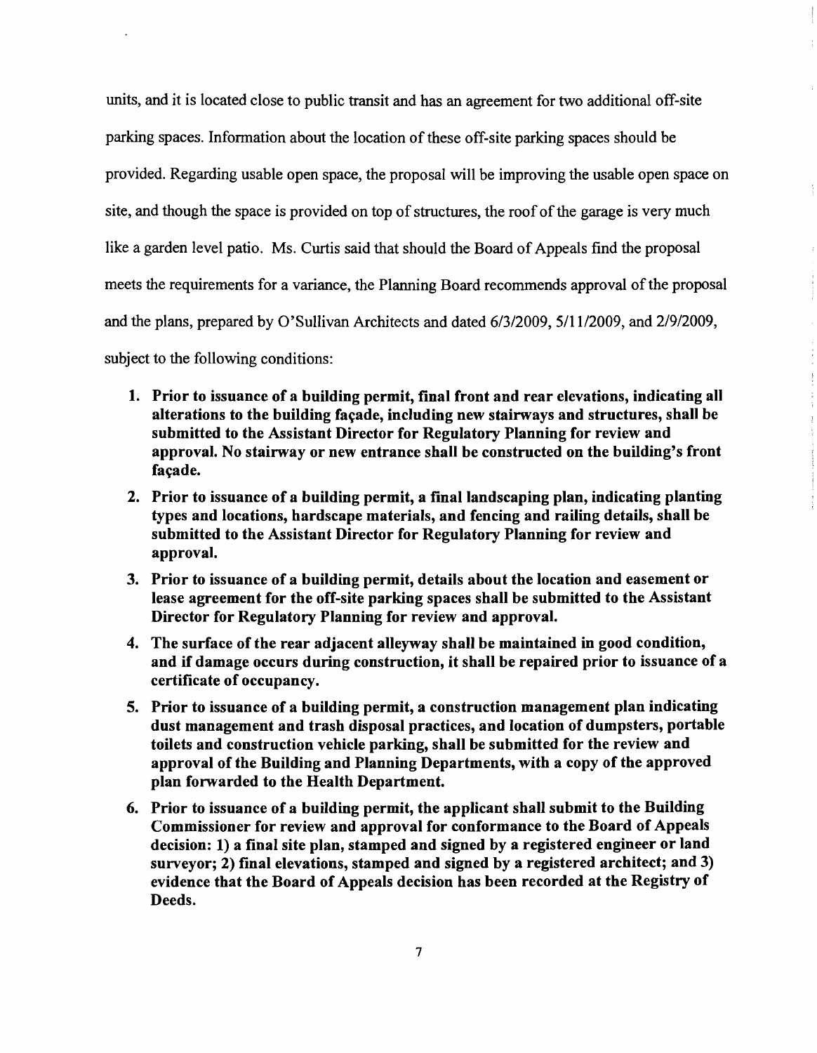units, and it is located close to public transit and has an agreement for two additional off-site parking spaces. Information about the location of these off-site parking spaces should be provided. Regarding usable open space, the proposal will be improving the usable open space on site, and though the space is provided on top of structures, the roof of the garage is very much like a garden level patio. Ms. Curtis said that should the Board of Appeals find the proposal meets the requirements for a variance, the Planning Board recommends approval of the proposal and the plans, prepared by O'Sullivan Architects and dated 6/3/2009, 5/11/2009, and 2/9/2009, subject to the following conditions:

1. **Prior to issuance of a building permit, final front and rear elevations, indicating all alterations to the building façade, including new stairways and structures, shall be submitted to the Assistant Director for Regulatory Planning for review and approval. No stairway or new entrance shall be constructed on the building's front façade.**
2. **Prior to issuance of a building permit, a final landscaping plan, indicating planting types and locations, hardscape materials, and fencing and railing details, shall be submitted to the Assistant Director for Regulatory Planning for review and approval.**
3. **Prior to issuance of a building permit, details about the location and easement or lease agreement for the off-site parking spaces shall be submitted to the Assistant Director for Regulatory Planning for review and approval.**
4. **The surface of the rear adjacent alleyway shall be maintained in good condition, and if damage occurs during construction, it shall be repaired prior to issuance of a certificate of occupancy.**
5. **Prior to issuance of a building permit, a construction management plan indicating dust management and trash disposal practices, and location of dumpsters, portable toilets and construction vehicle parking, shall be submitted for the review and approval of the Building and Planning Departments, with a copy of the approved plan forwarded to the Health Department.**
6. **Prior to issuance of a building permit, the applicant shall submit to the Building Commissioner for review and approval for conformance to the Board of Appeals decision: 1) a final site plan, stamped and signed by a registered engineer or land surveyor; 2) final elevations, stamped and signed by a registered architect; and 3) evidence that the Board of Appeals decision has been recorded at the Registry of Deeds.**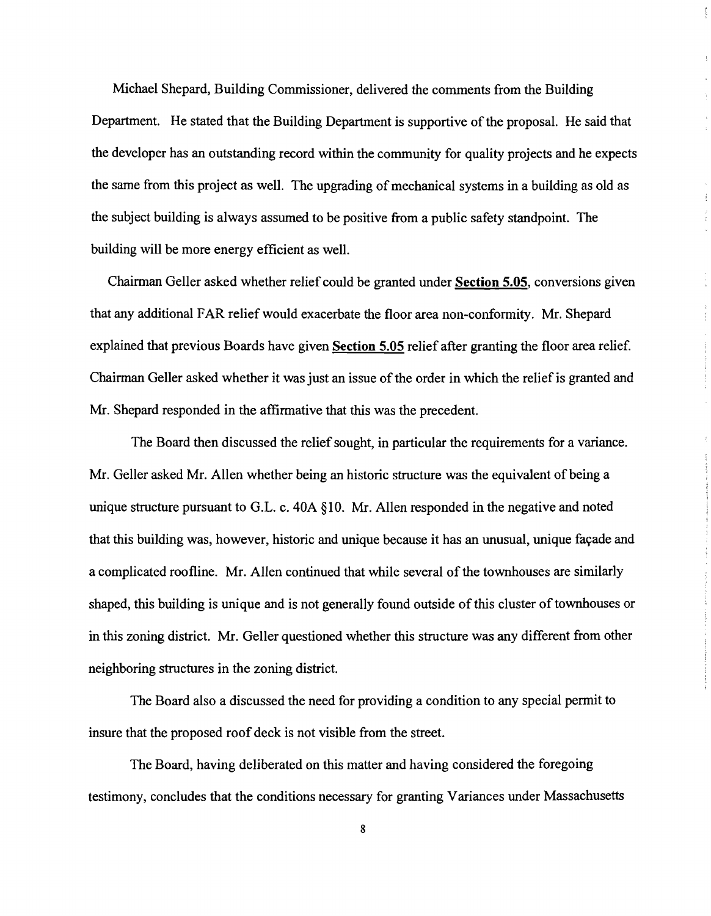Michael Shepard, Building Commissioner, delivered the comments from the Building Department. He stated that the Building Department is supportive of the proposal. He said that the developer has an outstanding record within the community for quality projects and he expects the same from this project as well. The upgrading of mechanical systems in a building as old as the subject building is always assumed to be positive from a public safety standpoint. The building will be more energy efficient as well.

Chairman Geller asked whether relief could be granted under **Section 5.05**, conversions given that any additional FAR relief would exacerbate the floor area non-conformity. Mr. Shepard explained that previous Boards have given **Section 5.05** relief after granting the floor area relief. Chairman Geller asked whether it was just an issue of the order in which the relief is granted and Mr. Shepard responded in the affirmative that this was the precedent.

The Board then discussed the relief sought, in particular the requirements for a variance. Mr. Geller asked Mr. Allen whether being an historic structure was the equivalent of being a unique structure pursuant to G.L. c. 40A §10. Mr. Allen responded in the negative and noted that this building was, however, historic and unique because it has an unusual, unique façade and a complicated roofline. Mr. Allen continued that while several of the townhouses are similarly shaped, this building is unique and is not generally found outside of this cluster of townhouses or in this zoning district. Mr. Geller questioned whether this structure was any different from other neighboring structures in the zoning district.

The Board also a discussed the need for providing a condition to any special permit to insure that the proposed roof deck is not visible from the street.

The Board, having deliberated on this matter and having considered the foregoing testimony, concludes that the conditions necessary for granting Variances under Massachusetts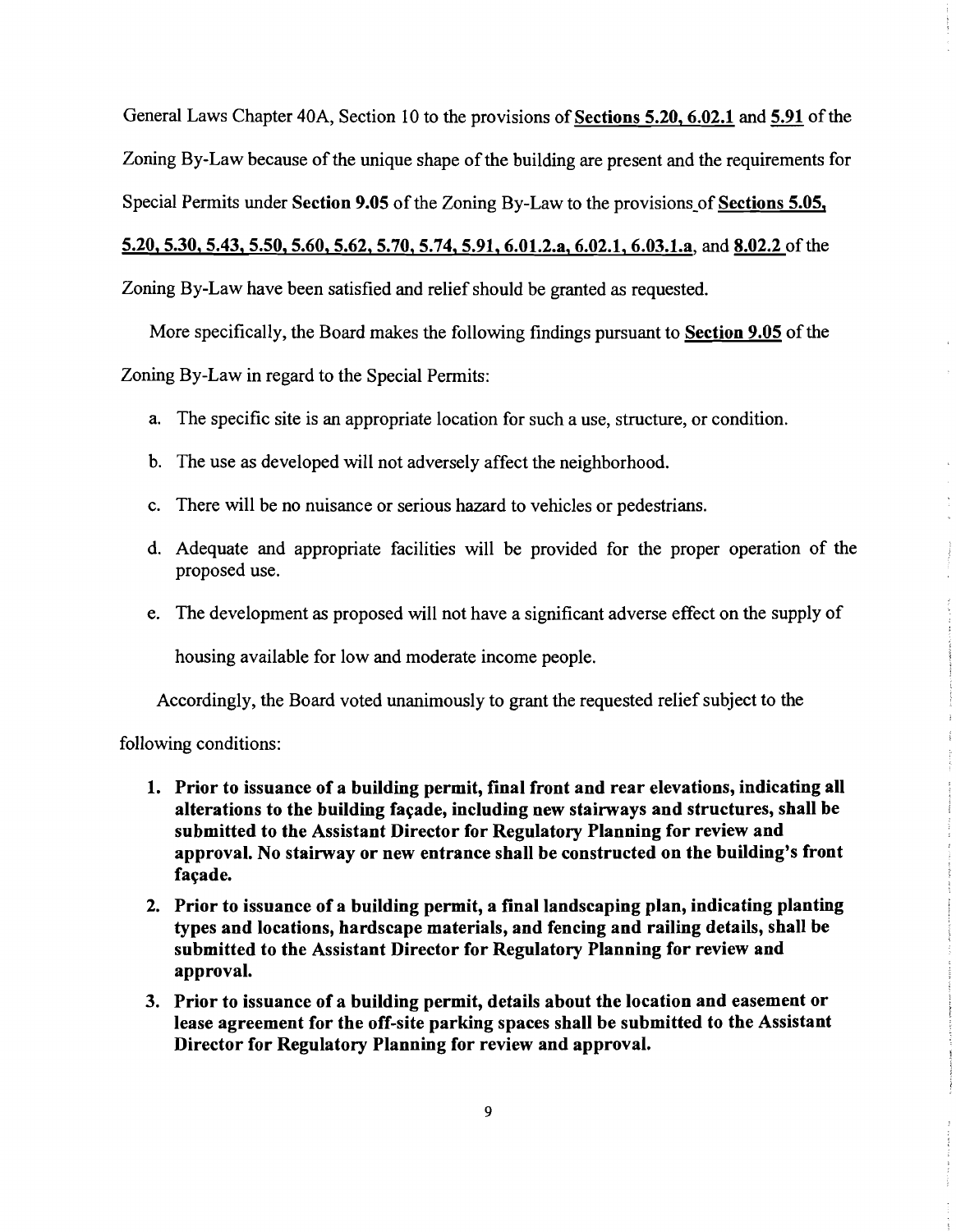General Laws Chapter 40A, Section 10 to the provisions of **Sections 5.20, 6.02.1** and **5.91** of the Zoning By-Law because of the unique shape of the building are present and the requirements for Special Permits under **Section 9.05** of the Zoning By-Law to the provisions of **Sections 5.05, 5.20, 5.30, 5.43, 5.50, 5.60, 5.62, 5.70, 5.74, 5.91, 6.01.2.a, 6.02.1, 6.03.1.a**, and **8.02.2** of the Zoning By-Law have been satisfied and relief should be granted as requested.

More specifically, the Board makes the following findings pursuant to **Section 9.05** of the Zoning By-Law in regard to the Special Permits:

a. The specific site is an appropriate location for such a use, structure, or condition.

b. The use as developed will not adversely affect the neighborhood.

c. There will be no nuisance or serious hazard to vehicles or pedestrians.

d. Adequate and appropriate facilities will be provided for the proper operation of the proposed use.

e. The development as proposed will not have a significant adverse effect on the supply of housing available for low and moderate income people.

Accordingly, the Board voted unanimously to grant the requested relief subject to the following conditions:

1. **Prior to issuance of a building permit, final front and rear elevations, indicating all alterations to the building façade, including new stairways and structures, shall be submitted to the Assistant Director for Regulatory Planning for review and approval. No stairway or new entrance shall be constructed on the building's front façade.**
2. **Prior to issuance of a building permit, a final landscaping plan, indicating planting types and locations, hardscape materials, and fencing and railing details, shall be submitted to the Assistant Director for Regulatory Planning for review and approval.**
3. **Prior to issuance of a building permit, details about the location and easement or lease agreement for the off-site parking spaces shall be submitted to the Assistant Director for Regulatory Planning for review and approval.**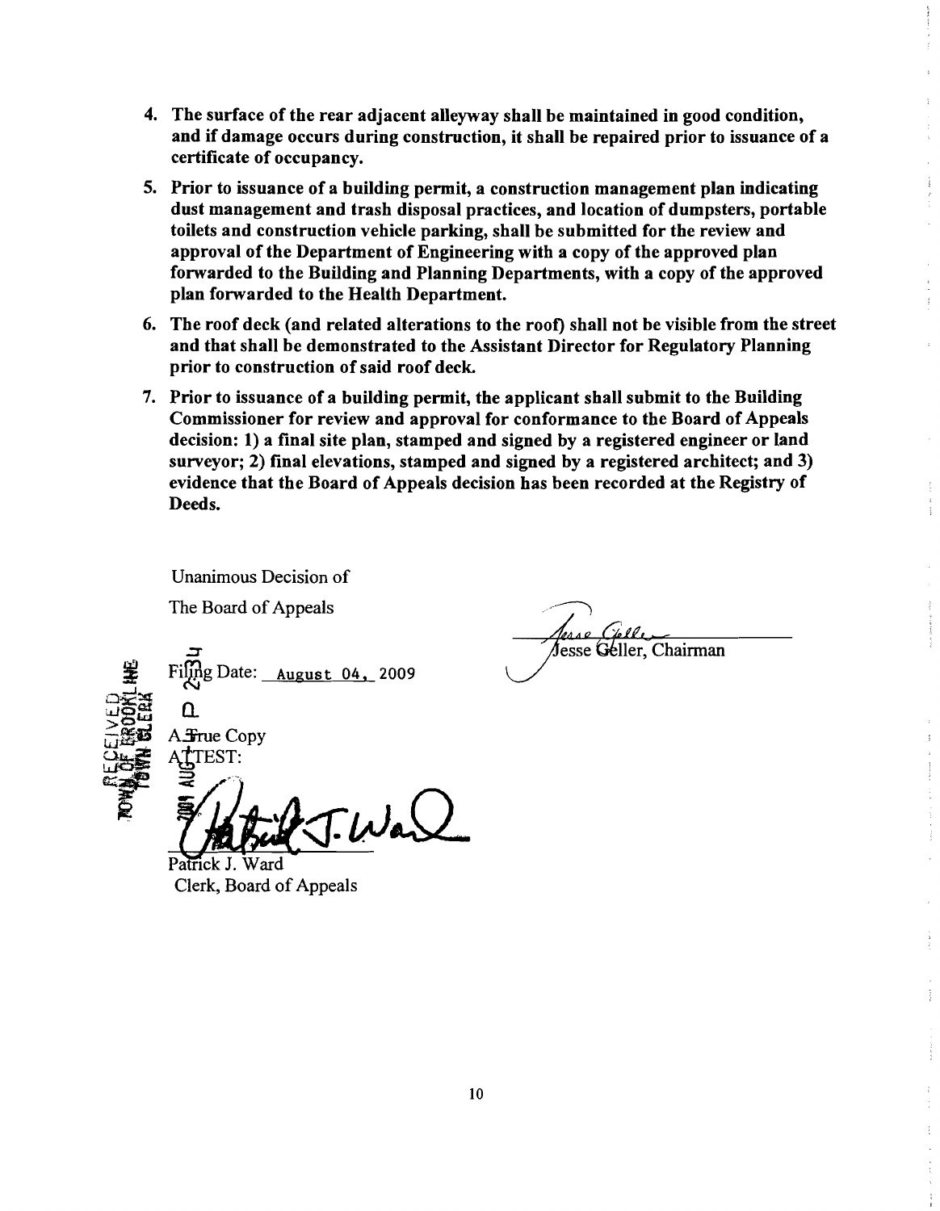4. **The surface of the rear adjacent alleyway shall be maintained in good condition, and if damage occurs during construction, it shall be repaired prior to issuance of a certificate of occupancy.**

5. **Prior to issuance of a building permit, a construction management plan indicating dust management and trash disposal practices, and location of dumpsters, portable toilets and construction vehicle parking, shall be submitted for the review and approval of the Department of Engineering with a copy of the approved plan forwarded to the Building and Planning Departments, with a copy of the approved plan forwarded to the Health Department.**

6. **The roof deck (and related alterations to the roof) shall not be visible from the street and that shall be demonstrated to the Assistant Director for Regulatory Planning prior to construction of said roof deck.**

7. **Prior to issuance of a building permit, the applicant shall submit to the Building Commissioner for review and approval for conformance to the Board of Appeals decision: 1) a final site plan, stamped and signed by a registered engineer or land surveyor; 2) final elevations, stamped and signed by a registered architect; and 3) evidence that the Board of Appeals decision has been recorded at the Registry of Deeds.**

Unanimous Decision of

The Board of Appeals

Jesse Geller, Chairman

Filing Date: August 04, 2009

A True Copy

ATTEST:

Patrick J. Ward

Clerk, Board of Appeals

RECEIVED TOWN OF BROOKLINE TOWN CLERK

2009 AUG -4 P 2:34